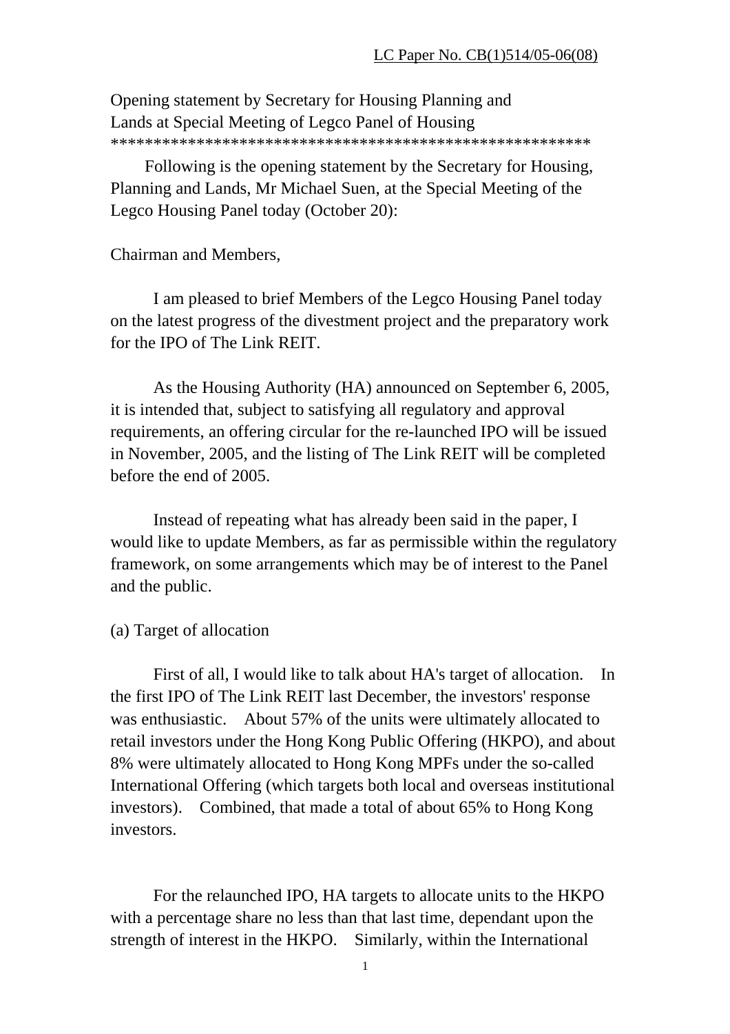LC Paper No. CB(1)514/05-06(08)

Opening statement by Secretary for Housing Planning and Lands at Special Meeting of Legco Panel of Housing
********************************************************

Following is the opening statement by the Secretary for Housing, Planning and Lands, Mr Michael Suen, at the Special Meeting of the Legco Housing Panel today (October 20):

Chairman and Members,

I am pleased to brief Members of the Legco Housing Panel today on the latest progress of the divestment project and the preparatory work for the IPO of The Link REIT.

As the Housing Authority (HA) announced on September 6, 2005, it is intended that, subject to satisfying all regulatory and approval requirements, an offering circular for the re-launched IPO will be issued in November, 2005, and the listing of The Link REIT will be completed before the end of 2005.

Instead of repeating what has already been said in the paper, I would like to update Members, as far as permissible within the regulatory framework, on some arrangements which may be of interest to the Panel and the public.

(a) Target of allocation

First of all, I would like to talk about HA's target of allocation. In the first IPO of The Link REIT last December, the investors' response was enthusiastic. About 57% of the units were ultimately allocated to retail investors under the Hong Kong Public Offering (HKPO), and about 8% were ultimately allocated to Hong Kong MPFs under the so-called International Offering (which targets both local and overseas institutional investors). Combined, that made a total of about 65% to Hong Kong investors.

For the relaunched IPO, HA targets to allocate units to the HKPO with a percentage share no less than that last time, dependant upon the strength of interest in the HKPO. Similarly, within the International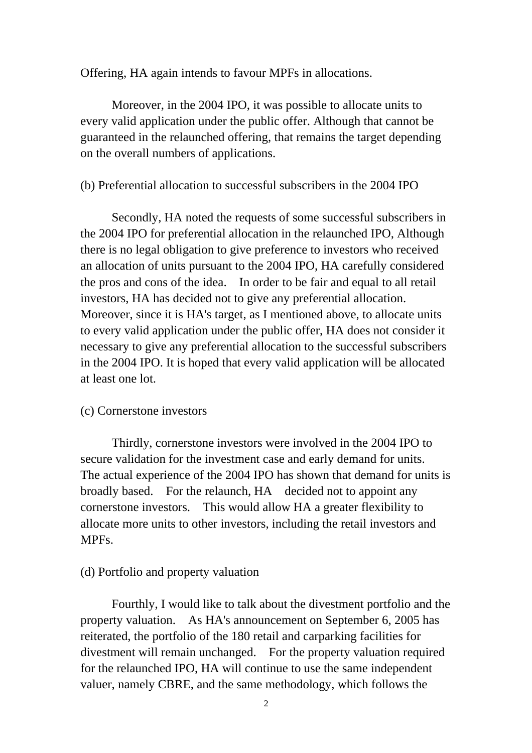Offering, HA again intends to favour MPFs in allocations.

Moreover, in the 2004 IPO, it was possible to allocate units to every valid application under the public offer. Although that cannot be guaranteed in the relaunched offering, that remains the target depending on the overall numbers of applications.

(b) Preferential allocation to successful subscribers in the 2004 IPO

Secondly, HA noted the requests of some successful subscribers in the 2004 IPO for preferential allocation in the relaunched IPO, Although there is no legal obligation to give preference to investors who received an allocation of units pursuant to the 2004 IPO, HA carefully considered the pros and cons of the idea. In order to be fair and equal to all retail investors, HA has decided not to give any preferential allocation. Moreover, since it is HA's target, as I mentioned above, to allocate units to every valid application under the public offer, HA does not consider it necessary to give any preferential allocation to the successful subscribers in the 2004 IPO. It is hoped that every valid application will be allocated at least one lot.

(c) Cornerstone investors

Thirdly, cornerstone investors were involved in the 2004 IPO to secure validation for the investment case and early demand for units. The actual experience of the 2004 IPO has shown that demand for units is broadly based. For the relaunch, HA decided not to appoint any cornerstone investors. This would allow HA a greater flexibility to allocate more units to other investors, including the retail investors and MPFs.

(d) Portfolio and property valuation

Fourthly, I would like to talk about the divestment portfolio and the property valuation. As HA's announcement on September 6, 2005 has reiterated, the portfolio of the 180 retail and carparking facilities for divestment will remain unchanged. For the property valuation required for the relaunched IPO, HA will continue to use the same independent valuer, namely CBRE, and the same methodology, which follows the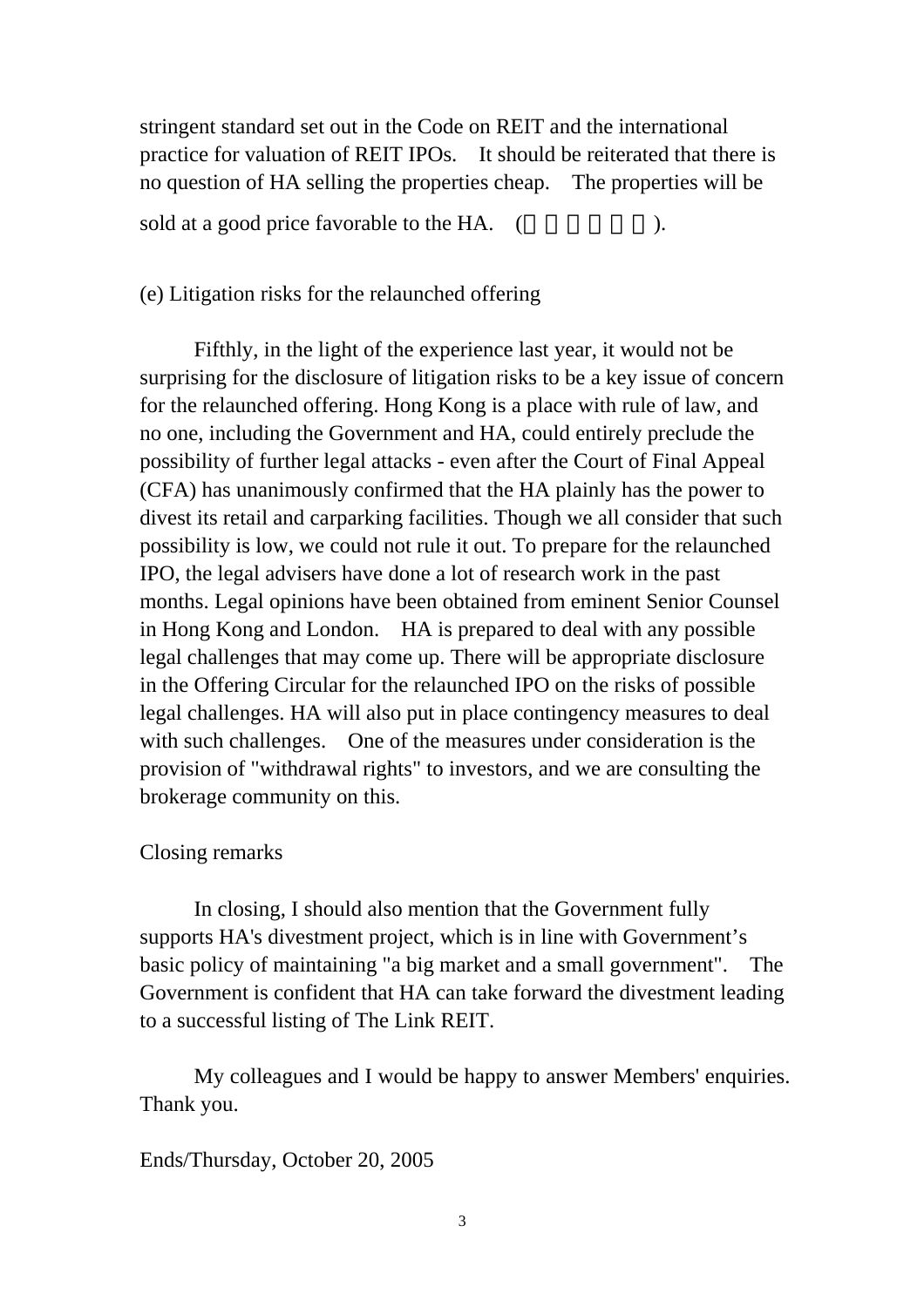stringent standard set out in the Code on REIT and the international practice for valuation of REIT IPOs. It should be reiterated that there is no question of HA selling the properties cheap. The properties will be sold at a good price favorable to the HA. (      ).

(e) Litigation risks for the relaunched offering

Fifthly, in the light of the experience last year, it would not be surprising for the disclosure of litigation risks to be a key issue of concern for the relaunched offering. Hong Kong is a place with rule of law, and no one, including the Government and HA, could entirely preclude the possibility of further legal attacks - even after the Court of Final Appeal (CFA) has unanimously confirmed that the HA plainly has the power to divest its retail and carparking facilities. Though we all consider that such possibility is low, we could not rule it out. To prepare for the relaunched IPO, the legal advisers have done a lot of research work in the past months. Legal opinions have been obtained from eminent Senior Counsel in Hong Kong and London. HA is prepared to deal with any possible legal challenges that may come up. There will be appropriate disclosure in the Offering Circular for the relaunched IPO on the risks of possible legal challenges. HA will also put in place contingency measures to deal with such challenges. One of the measures under consideration is the provision of "withdrawal rights" to investors, and we are consulting the brokerage community on this.

Closing remarks

In closing, I should also mention that the Government fully supports HA's divestment project, which is in line with Government's basic policy of maintaining "a big market and a small government". The Government is confident that HA can take forward the divestment leading to a successful listing of The Link REIT.

My colleagues and I would be happy to answer Members' enquiries. Thank you.

Ends/Thursday, October 20, 2005